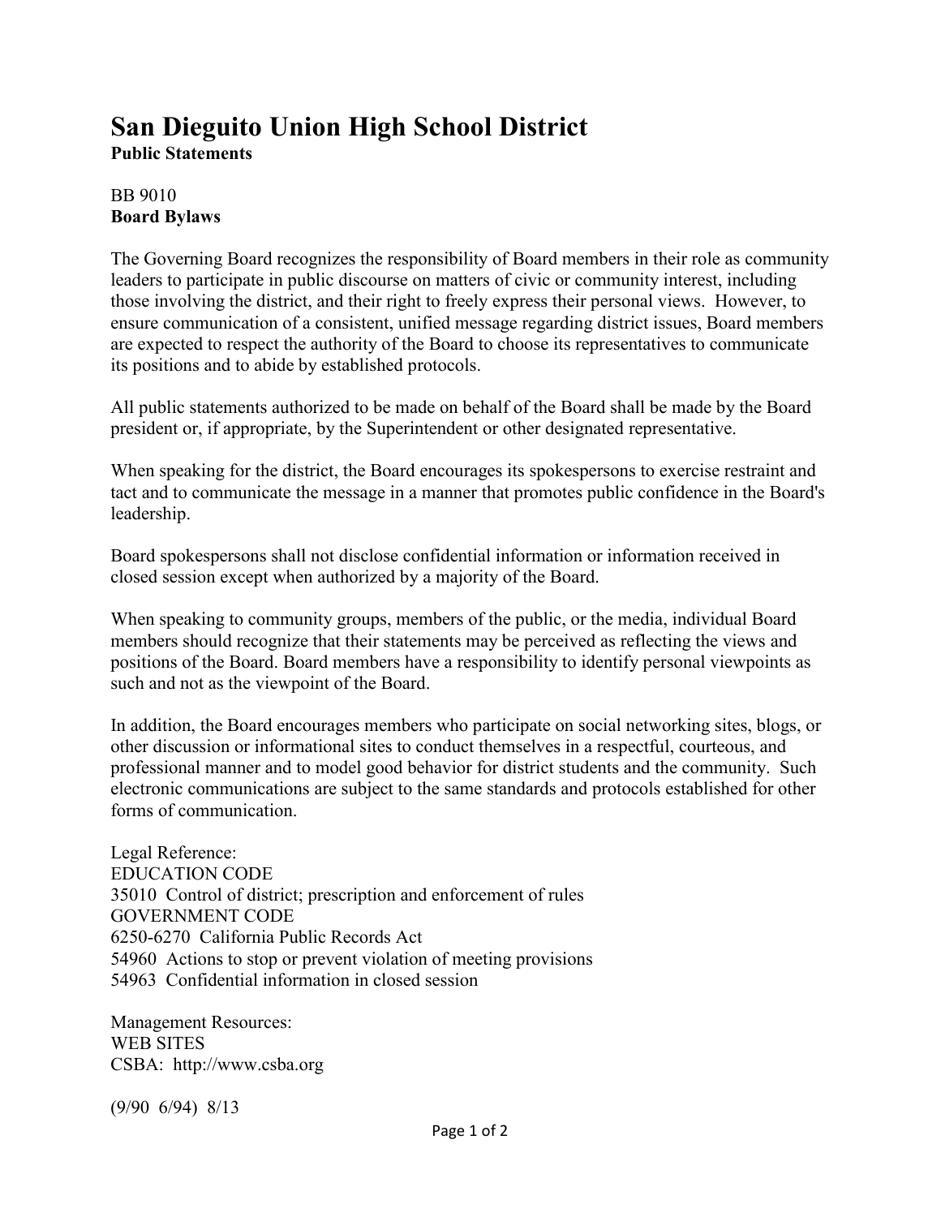# San Dieguito Union High School District

**Public Statements**

BB 9010
**Board Bylaws**

The Governing Board recognizes the responsibility of Board members in their role as community leaders to participate in public discourse on matters of civic or community interest, including those involving the district, and their right to freely express their personal views. However, to ensure communication of a consistent, unified message regarding district issues, Board members are expected to respect the authority of the Board to choose its representatives to communicate its positions and to abide by established protocols.

All public statements authorized to be made on behalf of the Board shall be made by the Board president or, if appropriate, by the Superintendent or other designated representative.

When speaking for the district, the Board encourages its spokespersons to exercise restraint and tact and to communicate the message in a manner that promotes public confidence in the Board's leadership.

Board spokespersons shall not disclose confidential information or information received in closed session except when authorized by a majority of the Board.

When speaking to community groups, members of the public, or the media, individual Board members should recognize that their statements may be perceived as reflecting the views and positions of the Board. Board members have a responsibility to identify personal viewpoints as such and not as the viewpoint of the Board.

In addition, the Board encourages members who participate on social networking sites, blogs, or other discussion or informational sites to conduct themselves in a respectful, courteous, and professional manner and to model good behavior for district students and the community. Such electronic communications are subject to the same standards and protocols established for other forms of communication.

Legal Reference:
EDUCATION CODE
35010 Control of district; prescription and enforcement of rules
GOVERNMENT CODE
6250-6270 California Public Records Act
54960 Actions to stop or prevent violation of meeting provisions
54963 Confidential information in closed session

Management Resources:
WEB SITES
CSBA: http://www.csba.org

(9/90 6/94) 8/13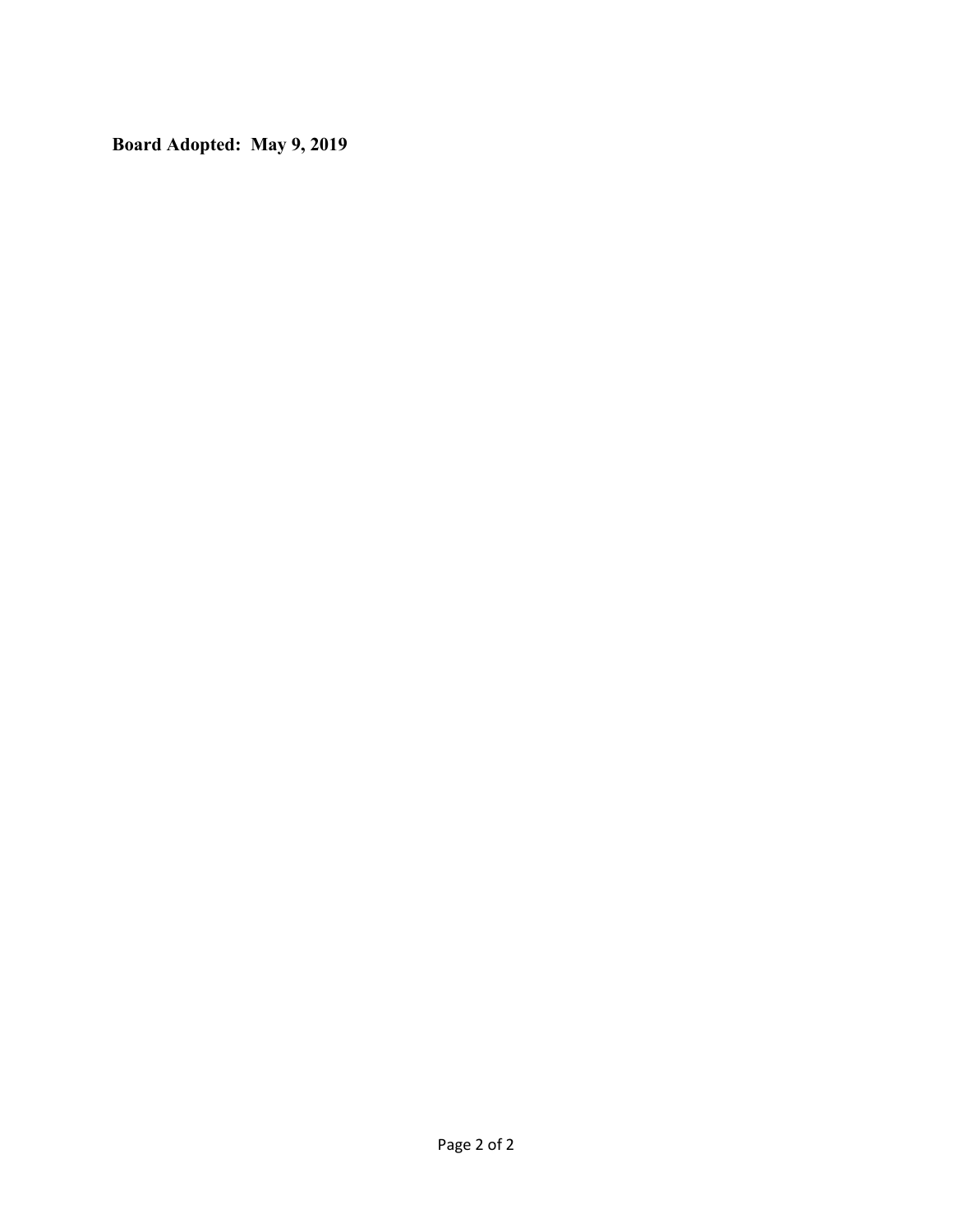**Board Adopted: May 9, 2019**